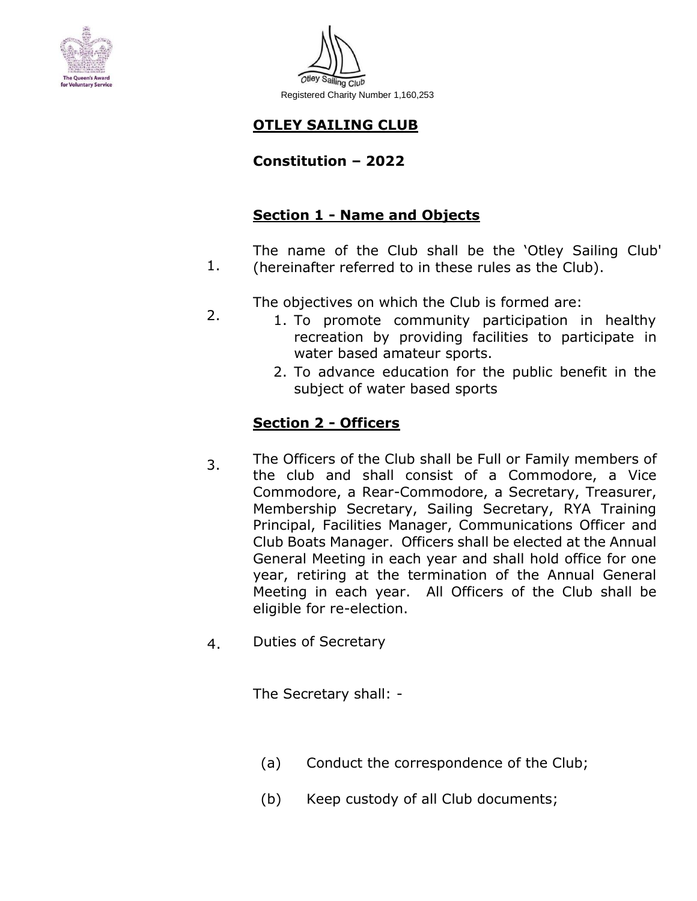Otley Sailing Club

Registered Charity Number 1,160,253

# OTLEY SAILING CLUB

## Constitution – 2022

### Section 1 - Name and Objects

1. The name of the Club shall be the 'Otley Sailing Club' (hereinafter referred to in these rules as the Club).

2. The objectives on which the Club is formed are:
    1. To promote community participation in healthy recreation by providing facilities to participate in water based amateur sports.
    2. To advance education for the public benefit in the subject of water based sports

### Section 2 - Officers

3. The Officers of the Club shall be Full or Family members of the club and shall consist of a Commodore, a Vice Commodore, a Rear-Commodore, a Secretary, Treasurer, Membership Secretary, Sailing Secretary, RYA Training Principal, Facilities Manager, Communications Officer and Club Boats Manager. Officers shall be elected at the Annual General Meeting in each year and shall hold office for one year, retiring at the termination of the Annual General Meeting in each year. All Officers of the Club shall be eligible for re-election.

4. Duties of Secretary

    The Secretary shall: -

    (a) Conduct the correspondence of the Club;

    (b) Keep custody of all Club documents;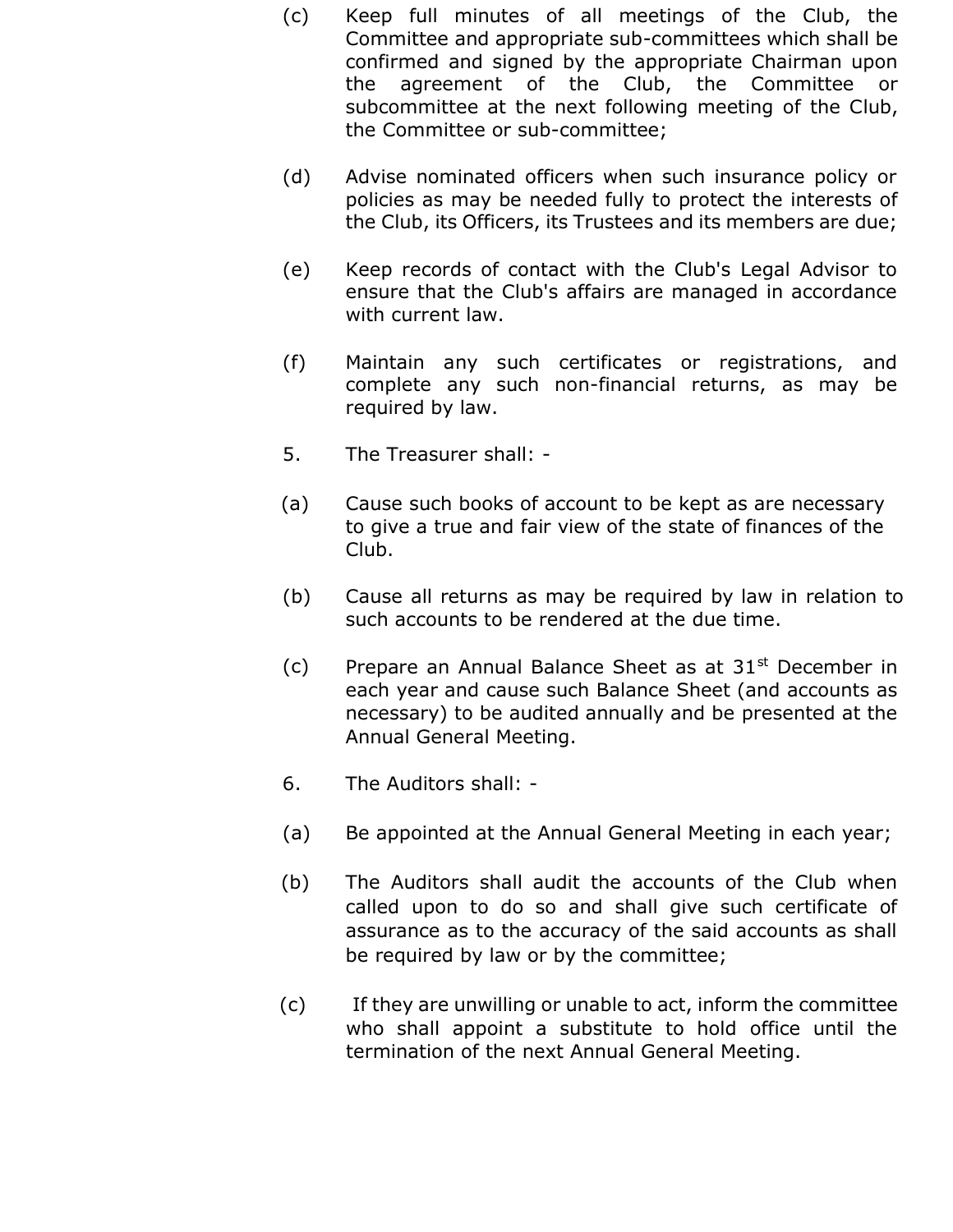(c) Keep full minutes of all meetings of the Club, the Committee and appropriate sub-committees which shall be confirmed and signed by the appropriate Chairman upon the agreement of the Club, the Committee or subcommittee at the next following meeting of the Club, the Committee or sub-committee;

(d) Advise nominated officers when such insurance policy or policies as may be needed fully to protect the interests of the Club, its Officers, its Trustees and its members are due;

(e) Keep records of contact with the Club's Legal Advisor to ensure that the Club's affairs are managed in accordance with current law.

(f) Maintain any such certificates or registrations, and complete any such non-financial returns, as may be required by law.

5. The Treasurer shall: -

(a) Cause such books of account to be kept as are necessary to give a true and fair view of the state of finances of the Club.

(b) Cause all returns as may be required by law in relation to such accounts to be rendered at the due time.

(c) Prepare an Annual Balance Sheet as at 31st December in each year and cause such Balance Sheet (and accounts as necessary) to be audited annually and be presented at the Annual General Meeting.

6. The Auditors shall: -

(a) Be appointed at the Annual General Meeting in each year;

(b) The Auditors shall audit the accounts of the Club when called upon to do so and shall give such certificate of assurance as to the accuracy of the said accounts as shall be required by law or by the committee;

(c) If they are unwilling or unable to act, inform the committee who shall appoint a substitute to hold office until the termination of the next Annual General Meeting.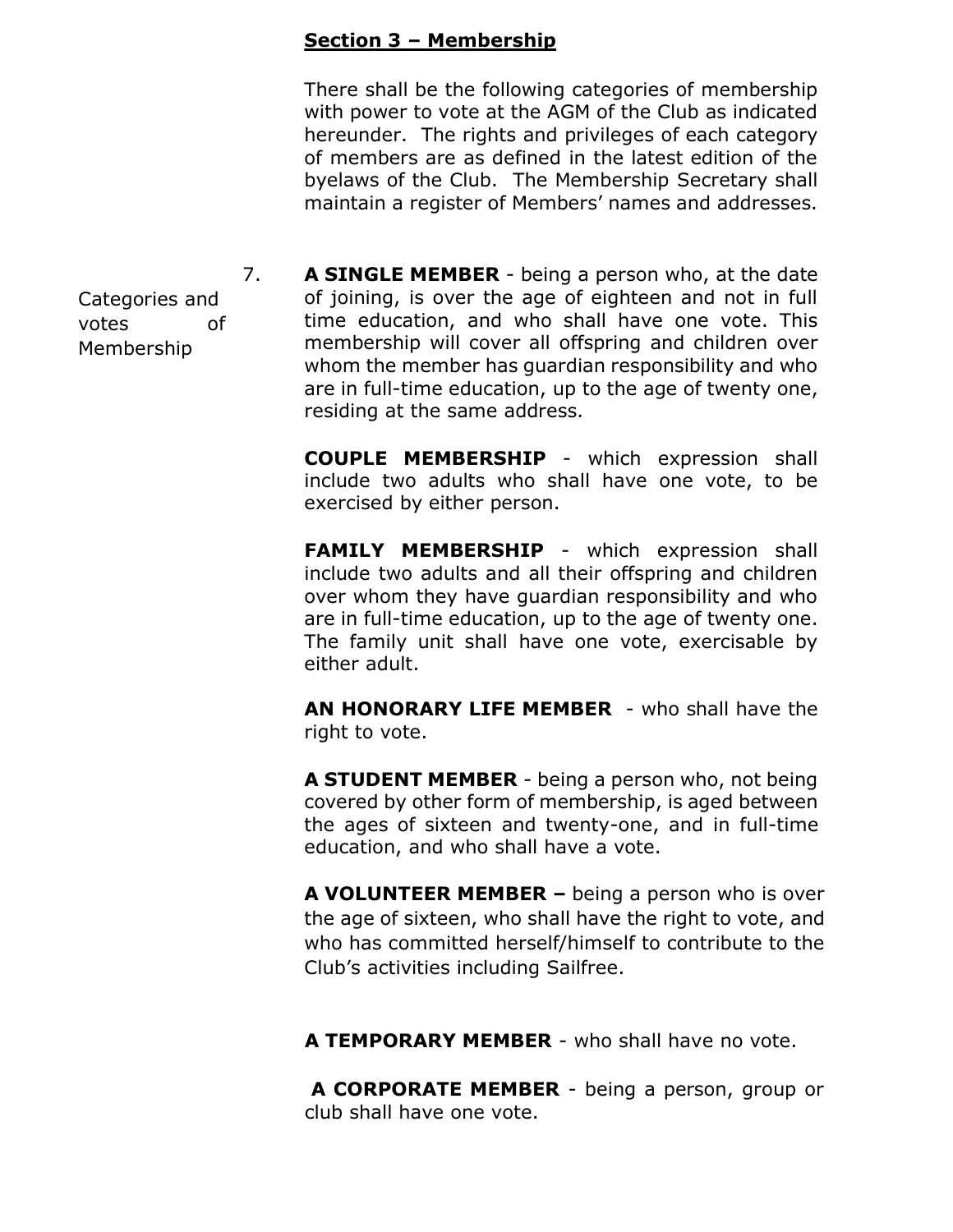**Section 3 – Membership**

There shall be the following categories of membership with power to vote at the AGM of the Club as indicated hereunder. The rights and privileges of each category of members are as defined in the latest edition of the byelaws of the Club. The Membership Secretary shall maintain a register of Members' names and addresses.

Categories and votes of Membership

7. **A SINGLE MEMBER** - being a person who, at the date of joining, is over the age of eighteen and not in full time education, and who shall have one vote. This membership will cover all offspring and children over whom the member has guardian responsibility and who are in full-time education, up to the age of twenty one, residing at the same address.

**COUPLE MEMBERSHIP** - which expression shall include two adults who shall have one vote, to be exercised by either person.

**FAMILY MEMBERSHIP** - which expression shall include two adults and all their offspring and children over whom they have guardian responsibility and who are in full-time education, up to the age of twenty one. The family unit shall have one vote, exercisable by either adult.

**AN HONORARY LIFE MEMBER** - who shall have the right to vote.

**A STUDENT MEMBER** - being a person who, not being covered by other form of membership, is aged between the ages of sixteen and twenty-one, and in full-time education, and who shall have a vote.

**A VOLUNTEER MEMBER –** being a person who is over the age of sixteen, who shall have the right to vote, and who has committed herself/himself to contribute to the Club's activities including Sailfree.

**A TEMPORARY MEMBER** - who shall have no vote.

**A CORPORATE MEMBER** - being a person, group or club shall have one vote.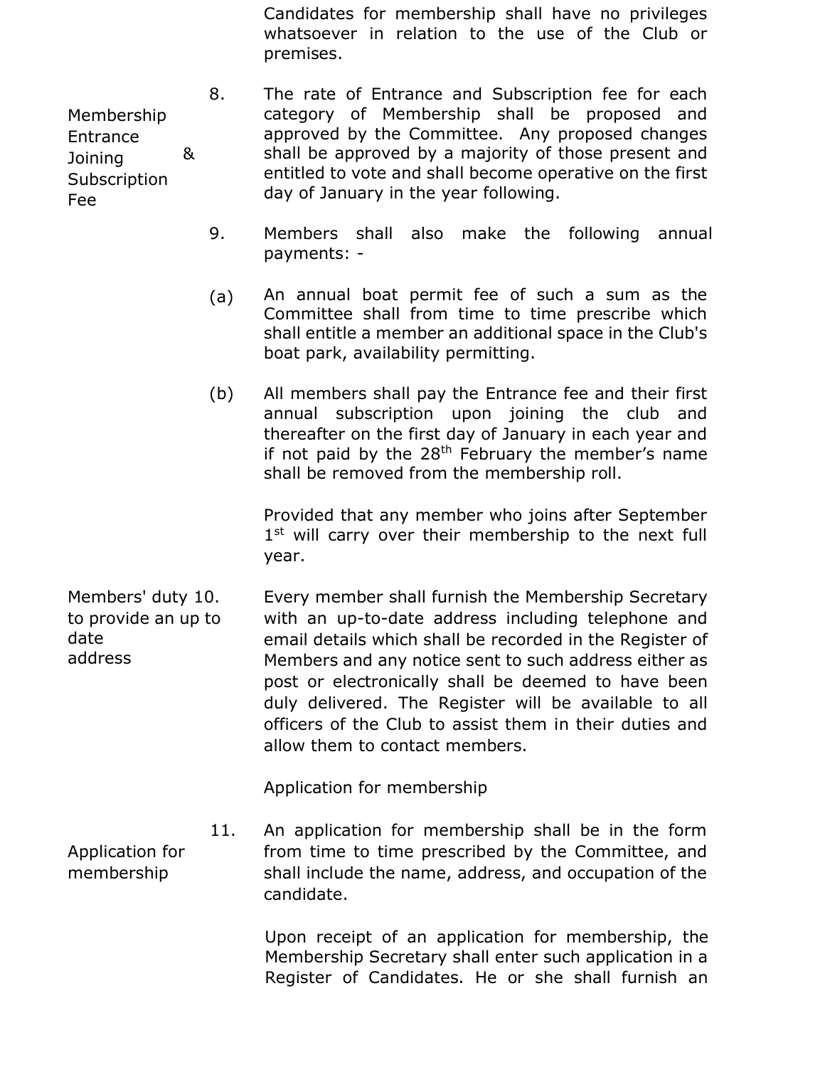Candidates for membership shall have no privileges whatsoever in relation to the use of the Club or premises.

**Membership Entrance & Joining Subscription Fee**

8. The rate of Entrance and Subscription fee for each category of Membership shall be proposed and approved by the Committee. Any proposed changes shall be approved by a majority of those present and entitled to vote and shall become operative on the first day of January in the year following.

9. Members shall also make the following annual payments: -

(a) An annual boat permit fee of such a sum as the Committee shall from time to time prescribe which shall entitle a member an additional space in the Club's boat park, availability permitting.

(b) All members shall pay the Entrance fee and their first annual subscription upon joining the club and thereafter on the first day of January in each year and if not paid by the 28th February the member's name shall be removed from the membership roll.

Provided that any member who joins after September 1st will carry over their membership to the next full year.

**Members' duty to provide an up to date address**

10. Every member shall furnish the Membership Secretary with an up-to-date address including telephone and email details which shall be recorded in the Register of Members and any notice sent to such address either as post or electronically shall be deemed to have been duly delivered. The Register will be available to all officers of the Club to assist them in their duties and allow them to contact members.

Application for membership

**Application for membership**

11. An application for membership shall be in the form from time to time prescribed by the Committee, and shall include the name, address, and occupation of the candidate.

Upon receipt of an application for membership, the Membership Secretary shall enter such application in a Register of Candidates. He or she shall furnish an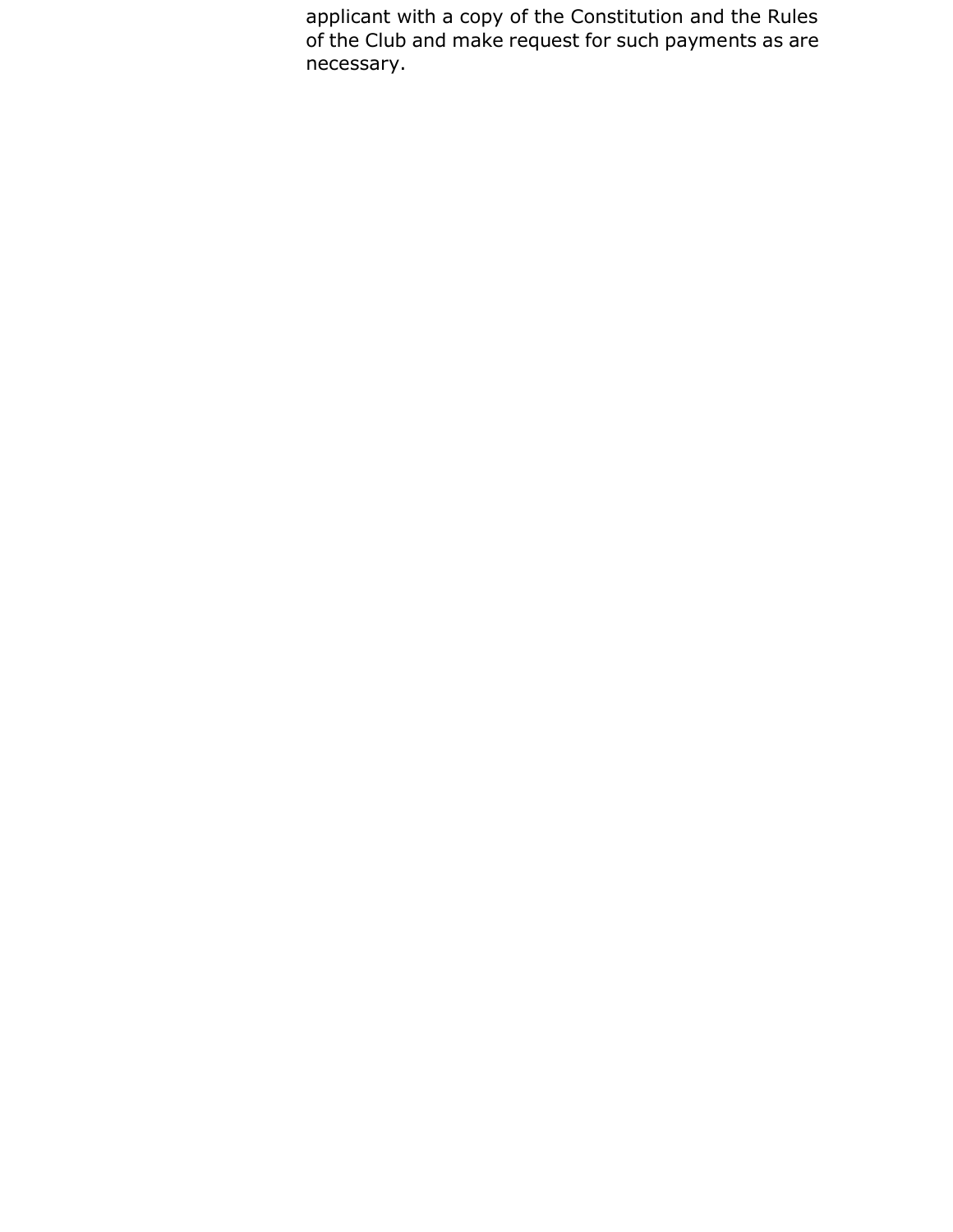applicant with a copy of the Constitution and the Rules of the Club and make request for such payments as are necessary.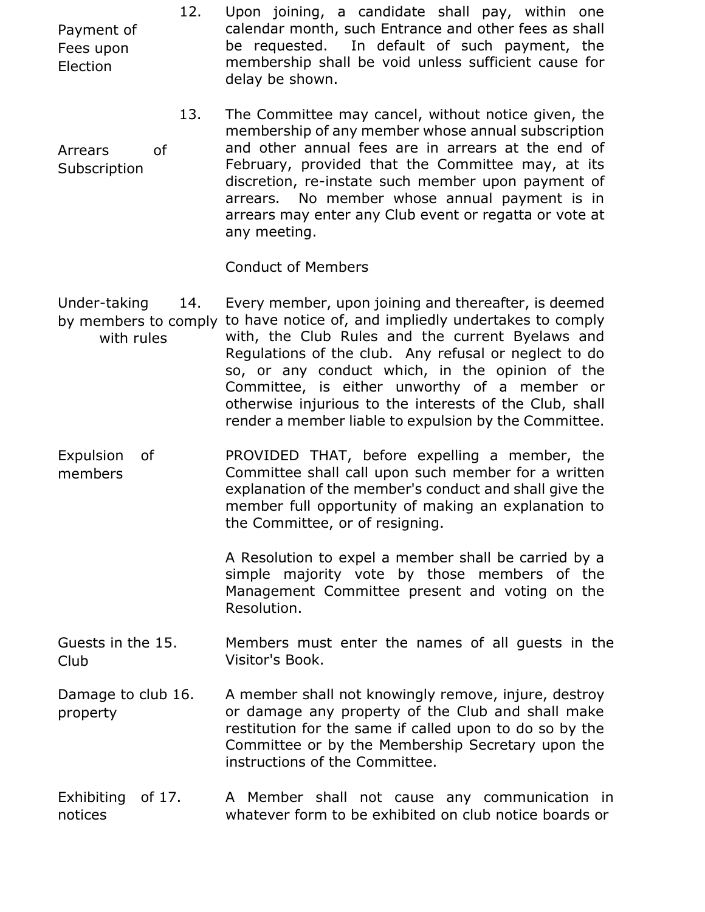**12. Payment of Fees upon Election**

Upon joining, a candidate shall pay, within one calendar month, such Entrance and other fees as shall be requested. In default of such payment, the membership shall be void unless sufficient cause for delay be shown.

**13. Arrears of Subscription**

The Committee may cancel, without notice given, the membership of any member whose annual subscription and other annual fees are in arrears at the end of February, provided that the Committee may, at its discretion, re-instate such member upon payment of arrears. No member whose annual payment is in arrears may enter any Club event or regatta or vote at any meeting.

## Conduct of Members

**14. Under-taking by members to comply with rules**

Every member, upon joining and thereafter, is deemed to have notice of, and impliedly undertakes to comply with, the Club Rules and the current Byelaws and Regulations of the club. Any refusal or neglect to do so, or any conduct which, in the opinion of the Committee, is either unworthy of a member or otherwise injurious to the interests of the Club, shall render a member liable to expulsion by the Committee.

**Expulsion of members**

PROVIDED THAT, before expelling a member, the Committee shall call upon such member for a written explanation of the member's conduct and shall give the member full opportunity of making an explanation to the Committee, or of resigning.

A Resolution to expel a member shall be carried by a simple majority vote by those members of the Management Committee present and voting on the Resolution.

**15. Guests in the Club**

Members must enter the names of all guests in the Visitor's Book.

**16. Damage to club property**

A member shall not knowingly remove, injure, destroy or damage any property of the Club and shall make restitution for the same if called upon to do so by the Committee or by the Membership Secretary upon the instructions of the Committee.

**17. Exhibiting of notices**

A Member shall not cause any communication in whatever form to be exhibited on club notice boards or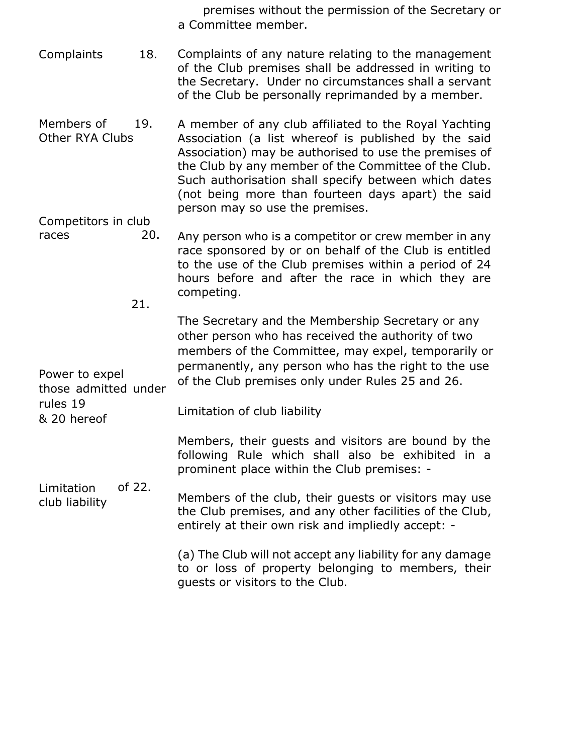premises without the permission of the Secretary or a Committee member.

**Complaints** 18. Complaints of any nature relating to the management of the Club premises shall be addressed in writing to the Secretary. Under no circumstances shall a servant of the Club be personally reprimanded by a member.

**Members of Other RYA Clubs** 19. A member of any club affiliated to the Royal Yachting Association (a list whereof is published by the said Association) may be authorised to use the premises of the Club by any member of the Committee of the Club. Such authorisation shall specify between which dates (not being more than fourteen days apart) the said person may so use the premises.

**Competitors in club races** 20. Any person who is a competitor or crew member in any race sponsored by or on behalf of the Club is entitled to the use of the Club premises within a period of 24 hours before and after the race in which they are competing.

**Power to expel those admitted under rules 19 & 20 hereof** 21. The Secretary and the Membership Secretary or any other person who has received the authority of two members of the Committee, may expel, temporarily or permanently, any person who has the right to the use of the Club premises only under Rules 25 and 26.

Limitation of club liability

Members, their guests and visitors are bound by the following Rule which shall also be exhibited in a prominent place within the Club premises: -

**Limitation of club liability** 22. Members of the club, their guests or visitors may use the Club premises, and any other facilities of the Club, entirely at their own risk and impliedly accept: -

(a) The Club will not accept any liability for any damage to or loss of property belonging to members, their guests or visitors to the Club.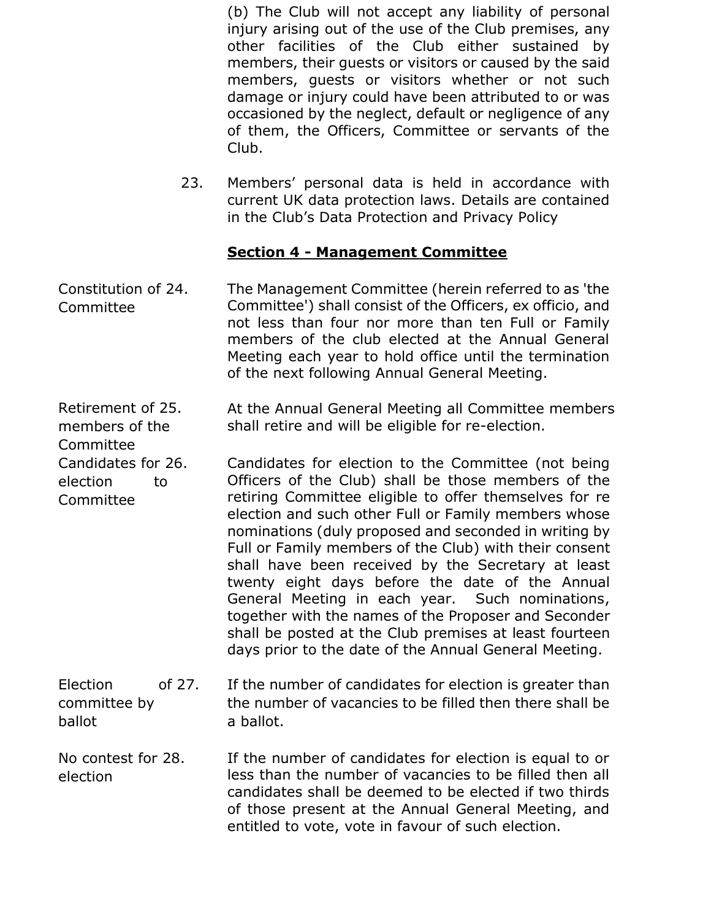(b) The Club will not accept any liability of personal injury arising out of the use of the Club premises, any other facilities of the Club either sustained by members, their guests or visitors or caused by the said members, guests or visitors whether or not such damage or injury could have been attributed to or was occasioned by the neglect, default or negligence of any of them, the Officers, Committee or servants of the Club.

23. Members' personal data is held in accordance with current UK data protection laws. Details are contained in the Club's Data Protection and Privacy Policy

## Section 4 - Management Committee

**Constitution of Committee**

24. The Management Committee (herein referred to as 'the Committee') shall consist of the Officers, ex officio, and not less than four nor more than ten Full or Family members of the club elected at the Annual General Meeting each year to hold office until the termination of the next following Annual General Meeting.

**Retirement of members of the Committee**

25. At the Annual General Meeting all Committee members shall retire and will be eligible for re-election.

**Candidates for election to Committee**

26. Candidates for election to the Committee (not being Officers of the Club) shall be those members of the retiring Committee eligible to offer themselves for re election and such other Full or Family members whose nominations (duly proposed and seconded in writing by Full or Family members of the Club) with their consent shall have been received by the Secretary at least twenty eight days before the date of the Annual General Meeting in each year. Such nominations, together with the names of the Proposer and Seconder shall be posted at the Club premises at least fourteen days prior to the date of the Annual General Meeting.

**Election of committee by ballot**

27. If the number of candidates for election is greater than the number of vacancies to be filled then there shall be a ballot.

**No contest for election**

28. If the number of candidates for election is equal to or less than the number of vacancies to be filled then all candidates shall be deemed to be elected if two thirds of those present at the Annual General Meeting, and entitled to vote, vote in favour of such election.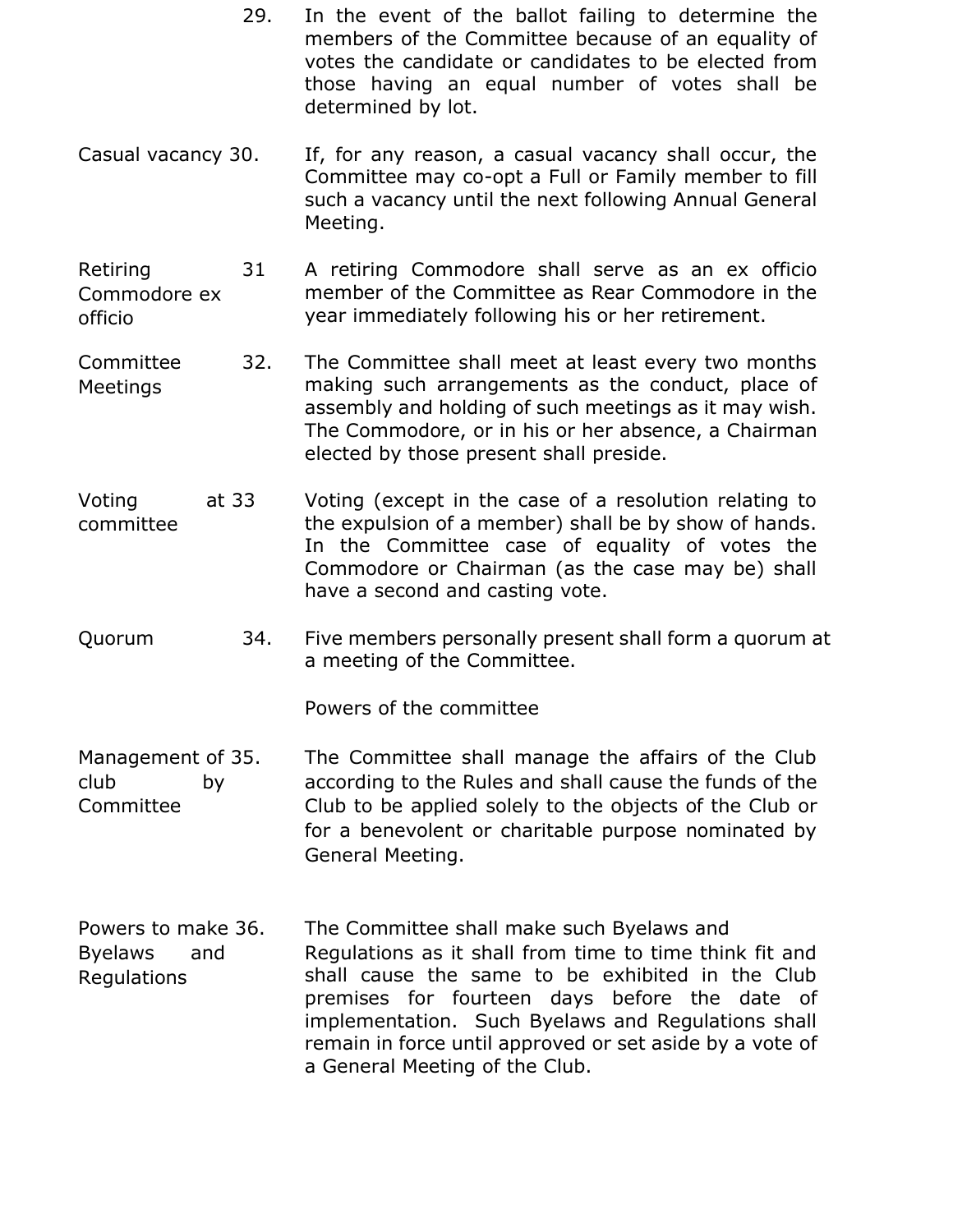29. In the event of the ballot failing to determine the members of the Committee because of an equality of votes the candidate or candidates to be elected from those having an equal number of votes shall be determined by lot.

Casual vacancy 30. If, for any reason, a casual vacancy shall occur, the Committee may co-opt a Full or Family member to fill such a vacancy until the next following Annual General Meeting.

Retiring Commodore ex officio 31 A retiring Commodore shall serve as an ex officio member of the Committee as Rear Commodore in the year immediately following his or her retirement.

Committee Meetings 32. The Committee shall meet at least every two months making such arrangements as the conduct, place of assembly and holding of such meetings as it may wish. The Commodore, or in his or her absence, a Chairman elected by those present shall preside.

Voting at committee 33 Voting (except in the case of a resolution relating to the expulsion of a member) shall be by show of hands. In the Committee case of equality of votes the Commodore or Chairman (as the case may be) shall have a second and casting vote.

Quorum 34. Five members personally present shall form a quorum at a meeting of the Committee.

Powers of the committee

Management of club by Committee 35. The Committee shall manage the affairs of the Club according to the Rules and shall cause the funds of the Club to be applied solely to the objects of the Club or for a benevolent or charitable purpose nominated by General Meeting.

Powers to make Byelaws and Regulations 36. The Committee shall make such Byelaws and Regulations as it shall from time to time think fit and shall cause the same to be exhibited in the Club premises for fourteen days before the date of implementation. Such Byelaws and Regulations shall remain in force until approved or set aside by a vote of a General Meeting of the Club.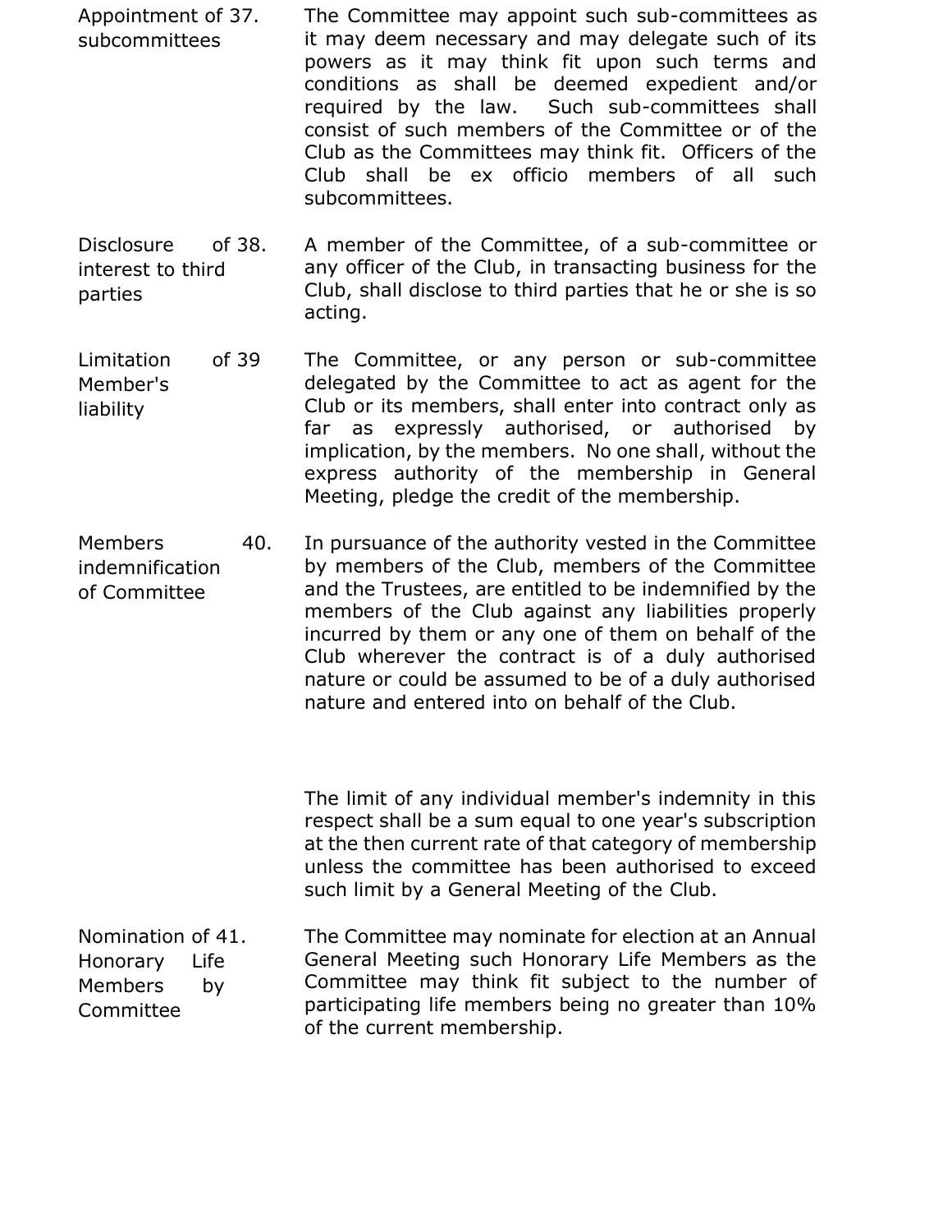**Appointment of subcommittees**

37. The Committee may appoint such sub-committees as it may deem necessary and may delegate such of its powers as it may think fit upon such terms and conditions as shall be deemed expedient and/or required by the law. Such sub-committees shall consist of such members of the Committee or of the Club as the Committees may think fit. Officers of the Club shall be ex officio members of all such subcommittees.

**Disclosure of interest to third parties**

38. A member of the Committee, of a sub-committee or any officer of the Club, in transacting business for the Club, shall disclose to third parties that he or she is so acting.

**Limitation of Member's liability**

39 The Committee, or any person or sub-committee delegated by the Committee to act as agent for the Club or its members, shall enter into contract only as far as expressly authorised, or authorised by implication, by the members. No one shall, without the express authority of the membership in General Meeting, pledge the credit of the membership.

**Members indemnification of Committee**

40. In pursuance of the authority vested in the Committee by members of the Club, members of the Committee and the Trustees, are entitled to be indemnified by the members of the Club against any liabilities properly incurred by them or any one of them on behalf of the Club wherever the contract is of a duly authorised nature or could be assumed to be of a duly authorised nature and entered into on behalf of the Club.

The limit of any individual member's indemnity in this respect shall be a sum equal to one year's subscription at the then current rate of that category of membership unless the committee has been authorised to exceed such limit by a General Meeting of the Club.

**Nomination of Honorary Life Members by Committee**

41. The Committee may nominate for election at an Annual General Meeting such Honorary Life Members as the Committee may think fit subject to the number of participating life members being no greater than 10% of the current membership.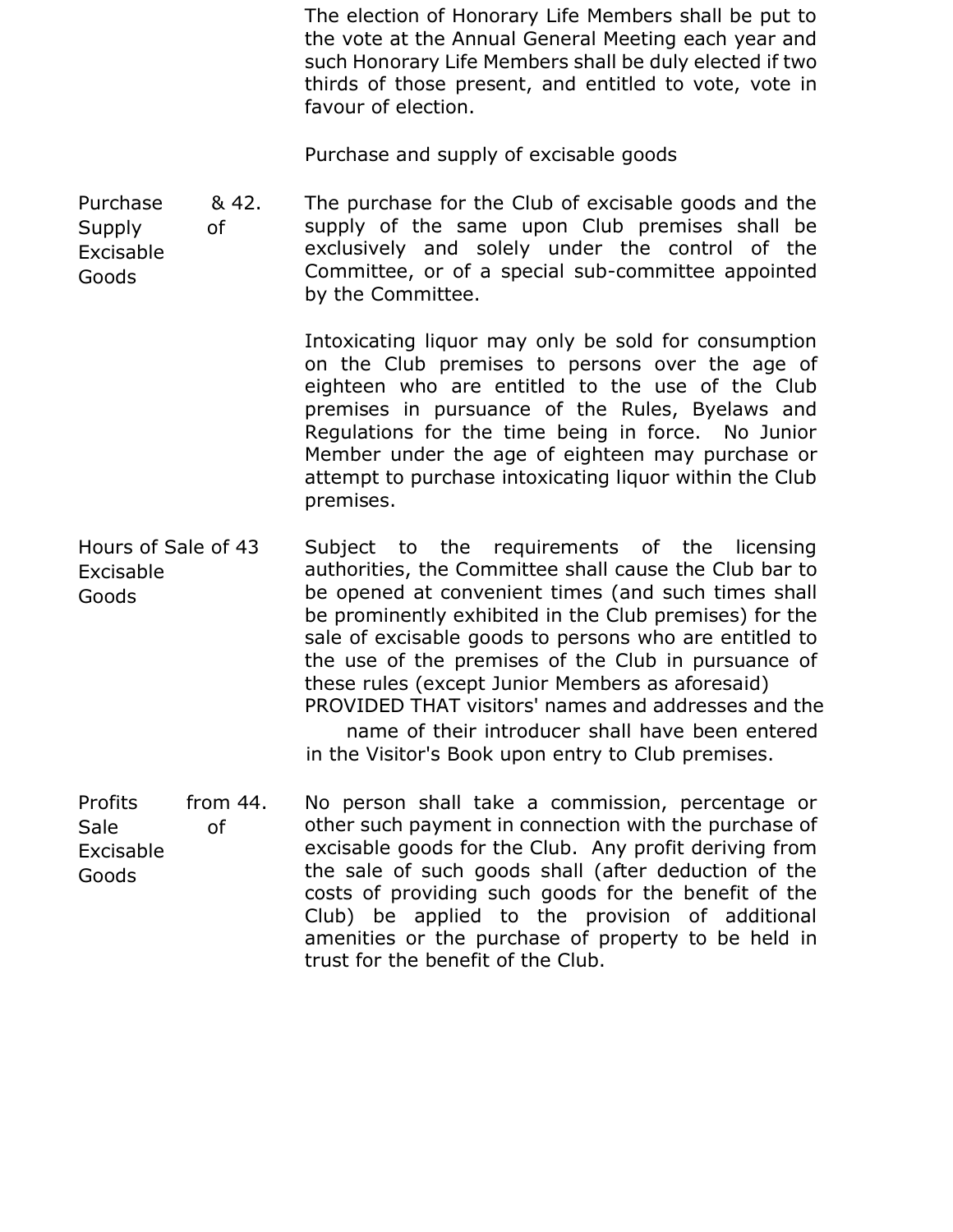The election of Honorary Life Members shall be put to the vote at the Annual General Meeting each year and such Honorary Life Members shall be duly elected if two thirds of those present, and entitled to vote, vote in favour of election.

Purchase and supply of excisable goods

**Purchase & Supply of Excisable Goods**

42. The purchase for the Club of excisable goods and the supply of the same upon Club premises shall be exclusively and solely under the control of the Committee, or of a special sub-committee appointed by the Committee.

Intoxicating liquor may only be sold for consumption on the Club premises to persons over the age of eighteen who are entitled to the use of the Club premises in pursuance of the Rules, Byelaws and Regulations for the time being in force. No Junior Member under the age of eighteen may purchase or attempt to purchase intoxicating liquor within the Club premises.

**Hours of Sale of Excisable Goods**

43. Subject to the requirements of the licensing authorities, the Committee shall cause the Club bar to be opened at convenient times (and such times shall be prominently exhibited in the Club premises) for the sale of excisable goods to persons who are entitled to the use of the premises of the Club in pursuance of these rules (except Junior Members as aforesaid) PROVIDED THAT visitors' names and addresses and the name of their introducer shall have been entered in the Visitor's Book upon entry to Club premises.

**Profits from Sale of Excisable Goods**

44. No person shall take a commission, percentage or other such payment in connection with the purchase of excisable goods for the Club. Any profit deriving from the sale of such goods shall (after deduction of the costs of providing such goods for the benefit of the Club) be applied to the provision of additional amenities or the purchase of property to be held in trust for the benefit of the Club.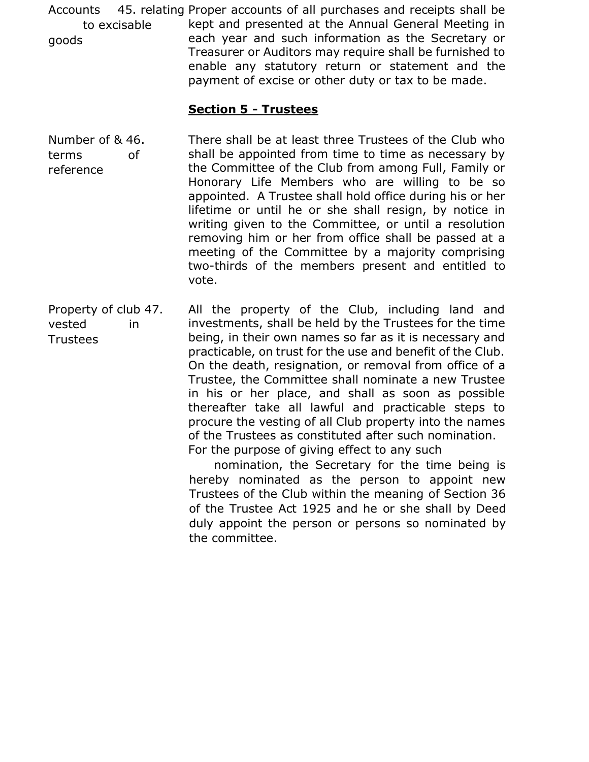**45. Accounts relating to excisable goods**

Proper accounts of all purchases and receipts shall be kept and presented at the Annual General Meeting in each year and such information as the Secretary or Treasurer or Auditors may require shall be furnished to enable any statutory return or statement and the payment of excise or other duty or tax to be made.

## Section 5 - Trustees

**46. Number of & terms of reference**

There shall be at least three Trustees of the Club who shall be appointed from time to time as necessary by the Committee of the Club from among Full, Family or Honorary Life Members who are willing to be so appointed. A Trustee shall hold office during his or her lifetime or until he or she shall resign, by notice in writing given to the Committee, or until a resolution removing him or her from office shall be passed at a meeting of the Committee by a majority comprising two-thirds of the members present and entitled to vote.

**47. Property of club vested in Trustees**

All the property of the Club, including land and investments, shall be held by the Trustees for the time being, in their own names so far as it is necessary and practicable, on trust for the use and benefit of the Club. On the death, resignation, or removal from office of a Trustee, the Committee shall nominate a new Trustee in his or her place, and shall as soon as possible thereafter take all lawful and practicable steps to procure the vesting of all Club property into the names of the Trustees as constituted after such nomination. For the purpose of giving effect to any such nomination, the Secretary for the time being is hereby nominated as the person to appoint new Trustees of the Club within the meaning of Section 36 of the Trustee Act 1925 and he or she shall by Deed duly appoint the person or persons so nominated by the committee.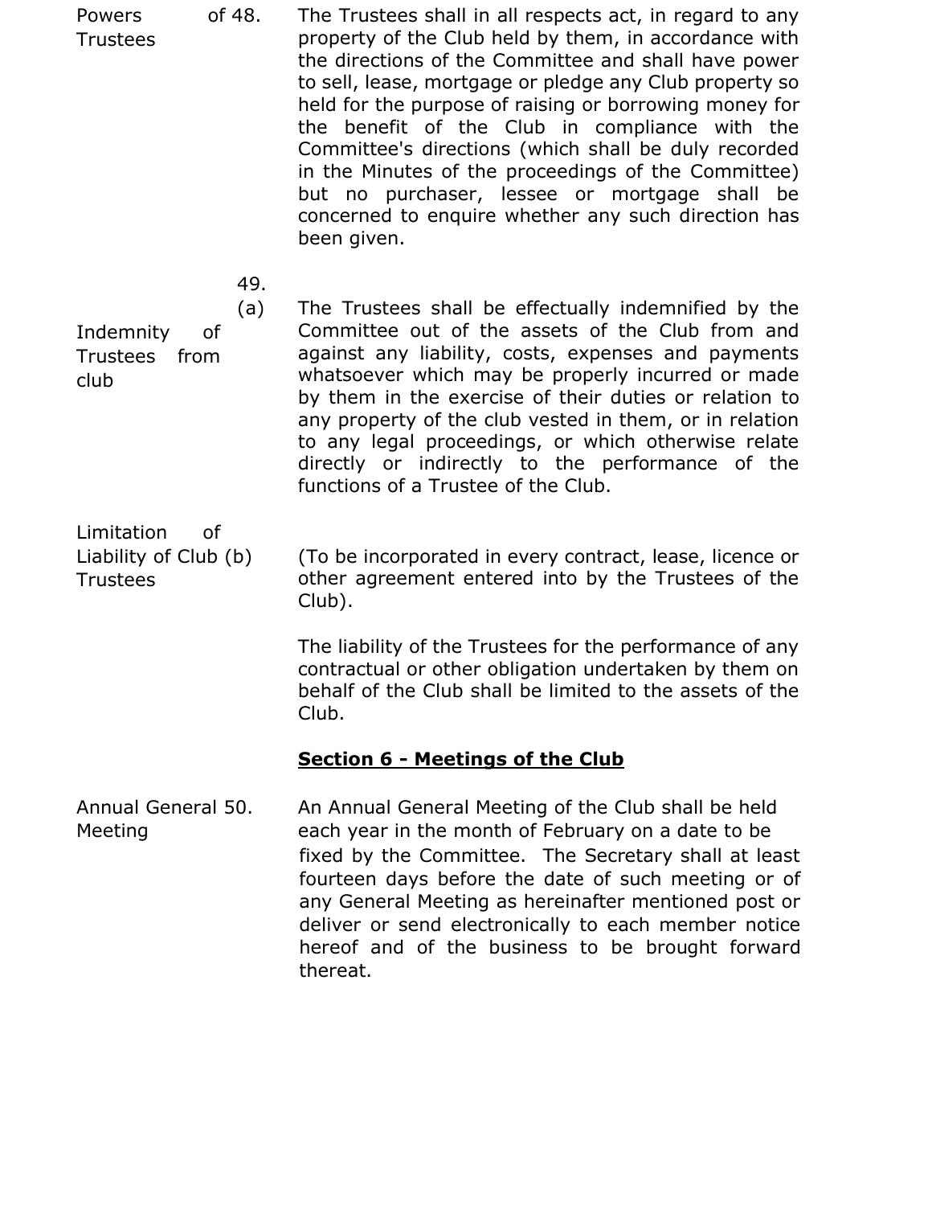**Powers of Trustees**

48. The Trustees shall in all respects act, in regard to any property of the Club held by them, in accordance with the directions of the Committee and shall have power to sell, lease, mortgage or pledge any Club property so held for the purpose of raising or borrowing money for the benefit of the Club in compliance with the Committee's directions (which shall be duly recorded in the Minutes of the proceedings of the Committee) but no purchaser, lessee or mortgage shall be concerned to enquire whether any such direction has been given.

49.

**Indemnity of Trustees from club**

(a) The Trustees shall be effectually indemnified by the Committee out of the assets of the Club from and against any liability, costs, expenses and payments whatsoever which may be properly incurred or made by them in the exercise of their duties or relation to any property of the club vested in them, or in relation to any legal proceedings, or which otherwise relate directly or indirectly to the performance of the functions of a Trustee of the Club.

**Limitation of Liability of Club Trustees**

(b) (To be incorporated in every contract, lease, licence or other agreement entered into by the Trustees of the Club).

The liability of the Trustees for the performance of any contractual or other obligation undertaken by them on behalf of the Club shall be limited to the assets of the Club.

## Section 6 - Meetings of the Club

**Annual General Meeting**

50. An Annual General Meeting of the Club shall be held each year in the month of February on a date to be fixed by the Committee. The Secretary shall at least fourteen days before the date of such meeting or of any General Meeting as hereinafter mentioned post or deliver or send electronically to each member notice hereof and of the business to be brought forward thereat.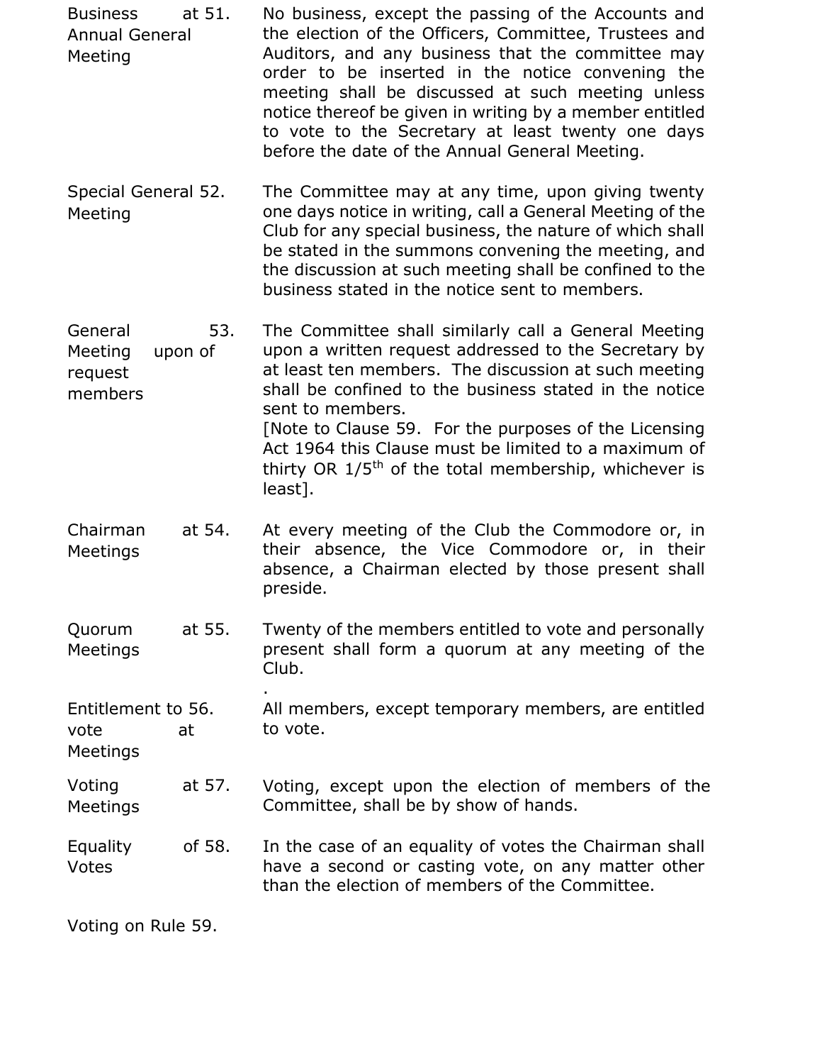**Business at Annual General Meeting**

51. No business, except the passing of the Accounts and the election of the Officers, Committee, Trustees and Auditors, and any business that the committee may order to be inserted in the notice convening the meeting shall be discussed at such meeting unless notice thereof be given in writing by a member entitled to vote to the Secretary at least twenty one days before the date of the Annual General Meeting.

**Special General Meeting**

52. The Committee may at any time, upon giving twenty one days notice in writing, call a General Meeting of the Club for any special business, the nature of which shall be stated in the summons convening the meeting, and the discussion at such meeting shall be confined to the business stated in the notice sent to members.

**General Meeting upon request of members**

53. The Committee shall similarly call a General Meeting upon a written request addressed to the Secretary by at least ten members. The discussion at such meeting shall be confined to the business stated in the notice sent to members.

[Note to Clause 59. For the purposes of the Licensing Act 1964 this Clause must be limited to a maximum of thirty OR $1/5^{th}$ of the total membership, whichever is least].

**Chairman at Meetings**

54. At every meeting of the Club the Commodore or, in their absence, the Vice Commodore or, in their absence, a Chairman elected by those present shall preside.

**Quorum at Meetings**

55. Twenty of the members entitled to vote and personally present shall form a quorum at any meeting of the Club.

**Entitlement to vote at Meetings**

56. All members, except temporary members, are entitled to vote.

**Voting at Meetings**

57. Voting, except upon the election of members of the Committee, shall be by show of hands.

**Equality of Votes**

58. In the case of an equality of votes the Chairman shall have a second or casting vote, on any matter other than the election of members of the Committee.

**Voting on Rule**

59.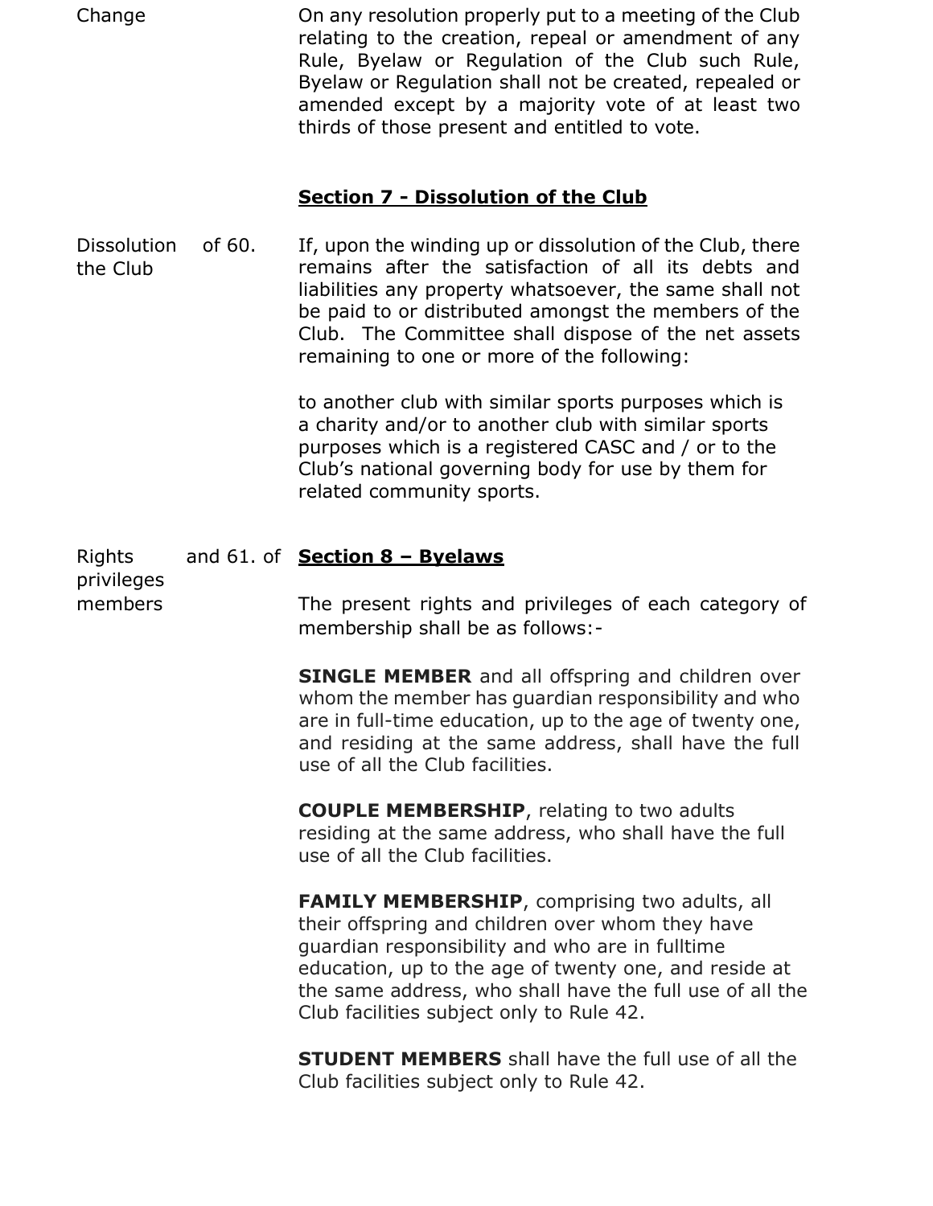Change

On any resolution properly put to a meeting of the Club relating to the creation, repeal or amendment of any Rule, Byelaw or Regulation of the Club such Rule, Byelaw or Regulation shall not be created, repealed or amended except by a majority vote of at least two thirds of those present and entitled to vote.

## Section 7 - Dissolution of the Club

Dissolution of the Club

60. If, upon the winding up or dissolution of the Club, there remains after the satisfaction of all its debts and liabilities any property whatsoever, the same shall not be paid to or distributed amongst the members of the Club. The Committee shall dispose of the net assets remaining to one or more of the following:

to another club with similar sports purposes which is a charity and/or to another club with similar sports purposes which is a registered CASC and / or to the Club's national governing body for use by them for related community sports.

## Section 8 – Byelaws

Rights and privileges of members

61. The present rights and privileges of each category of membership shall be as follows:-

**SINGLE MEMBER** and all offspring and children over whom the member has guardian responsibility and who are in full-time education, up to the age of twenty one, and residing at the same address, shall have the full use of all the Club facilities.

**COUPLE MEMBERSHIP**, relating to two adults residing at the same address, who shall have the full use of all the Club facilities.

**FAMILY MEMBERSHIP**, comprising two adults, all their offspring and children over whom they have guardian responsibility and who are in fulltime education, up to the age of twenty one, and reside at the same address, who shall have the full use of all the Club facilities subject only to Rule 42.

**STUDENT MEMBERS** shall have the full use of all the Club facilities subject only to Rule 42.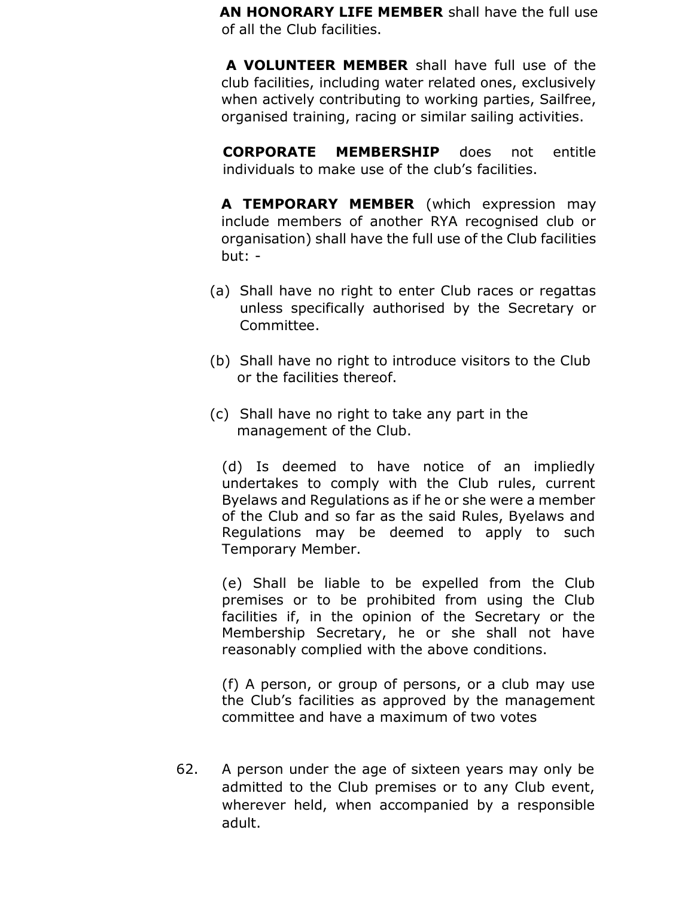**AN HONORARY LIFE MEMBER** shall have the full use of all the Club facilities.

**A VOLUNTEER MEMBER** shall have full use of the club facilities, including water related ones, exclusively when actively contributing to working parties, Sailfree, organised training, racing or similar sailing activities.

**CORPORATE MEMBERSHIP** does not entitle individuals to make use of the club's facilities.

**A TEMPORARY MEMBER** (which expression may include members of another RYA recognised club or organisation) shall have the full use of the Club facilities but: -

(a) Shall have no right to enter Club races or regattas unless specifically authorised by the Secretary or Committee.

(b) Shall have no right to introduce visitors to the Club or the facilities thereof.

(c) Shall have no right to take any part in the management of the Club.

(d) Is deemed to have notice of an impliedly undertakes to comply with the Club rules, current Byelaws and Regulations as if he or she were a member of the Club and so far as the said Rules, Byelaws and Regulations may be deemed to apply to such Temporary Member.

(e) Shall be liable to be expelled from the Club premises or to be prohibited from using the Club facilities if, in the opinion of the Secretary or the Membership Secretary, he or she shall not have reasonably complied with the above conditions.

(f) A person, or group of persons, or a club may use the Club's facilities as approved by the management committee and have a maximum of two votes

62. A person under the age of sixteen years may only be admitted to the Club premises or to any Club event, wherever held, when accompanied by a responsible adult.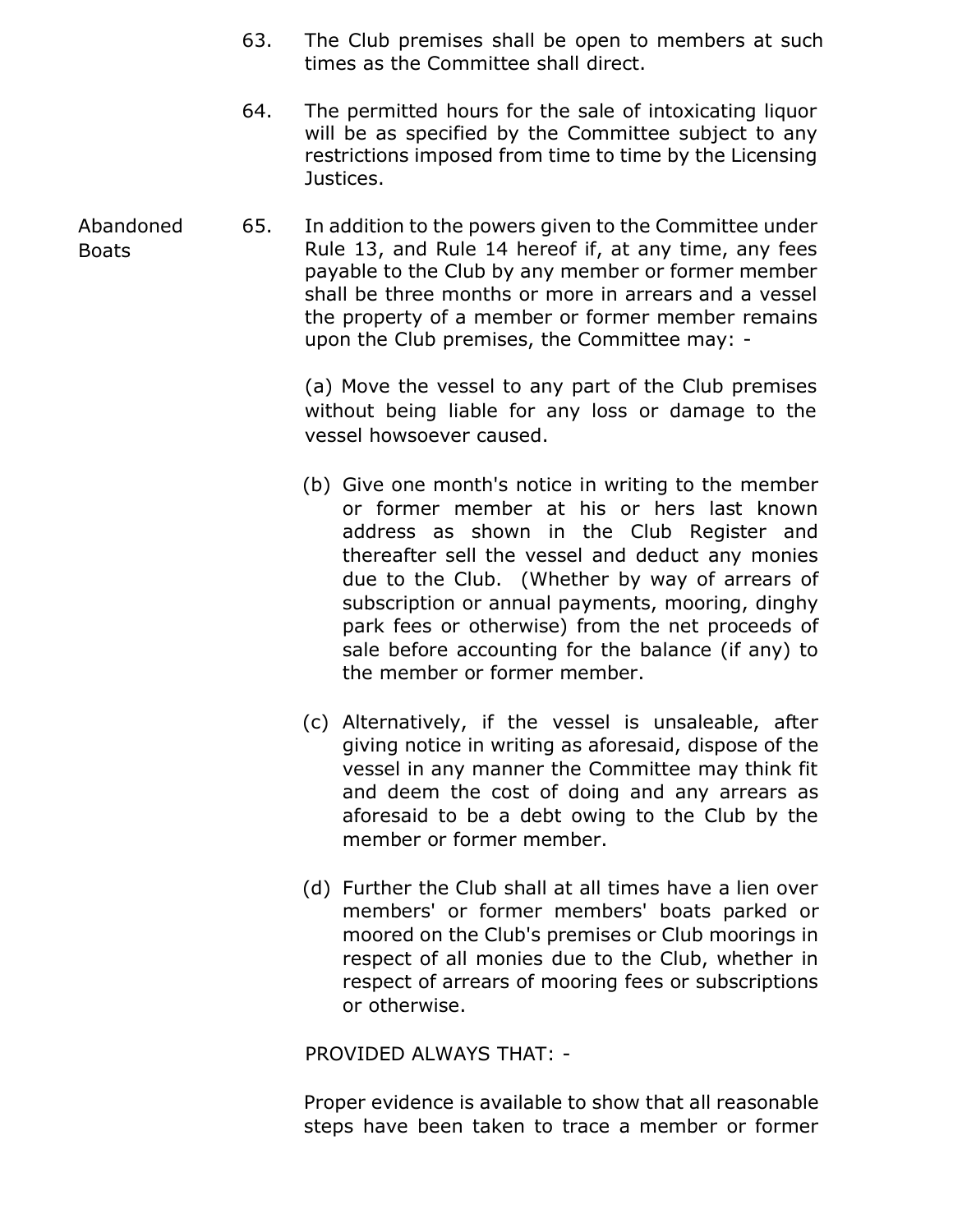63. The Club premises shall be open to members at such times as the Committee shall direct.

64. The permitted hours for the sale of intoxicating liquor will be as specified by the Committee subject to any restrictions imposed from time to time by the Licensing Justices.

**Abandoned Boats**

65. In addition to the powers given to the Committee under Rule 13, and Rule 14 hereof if, at any time, any fees payable to the Club by any member or former member shall be three months or more in arrears and a vessel the property of a member or former member remains upon the Club premises, the Committee may: -

(a) Move the vessel to any part of the Club premises without being liable for any loss or damage to the vessel howsoever caused.

(b) Give one month's notice in writing to the member or former member at his or hers last known address as shown in the Club Register and thereafter sell the vessel and deduct any monies due to the Club. (Whether by way of arrears of subscription or annual payments, mooring, dinghy park fees or otherwise) from the net proceeds of sale before accounting for the balance (if any) to the member or former member.

(c) Alternatively, if the vessel is unsaleable, after giving notice in writing as aforesaid, dispose of the vessel in any manner the Committee may think fit and deem the cost of doing and any arrears as aforesaid to be a debt owing to the Club by the member or former member.

(d) Further the Club shall at all times have a lien over members' or former members' boats parked or moored on the Club's premises or Club moorings in respect of all monies due to the Club, whether in respect of arrears of mooring fees or subscriptions or otherwise.

PROVIDED ALWAYS THAT: -

Proper evidence is available to show that all reasonable steps have been taken to trace a member or former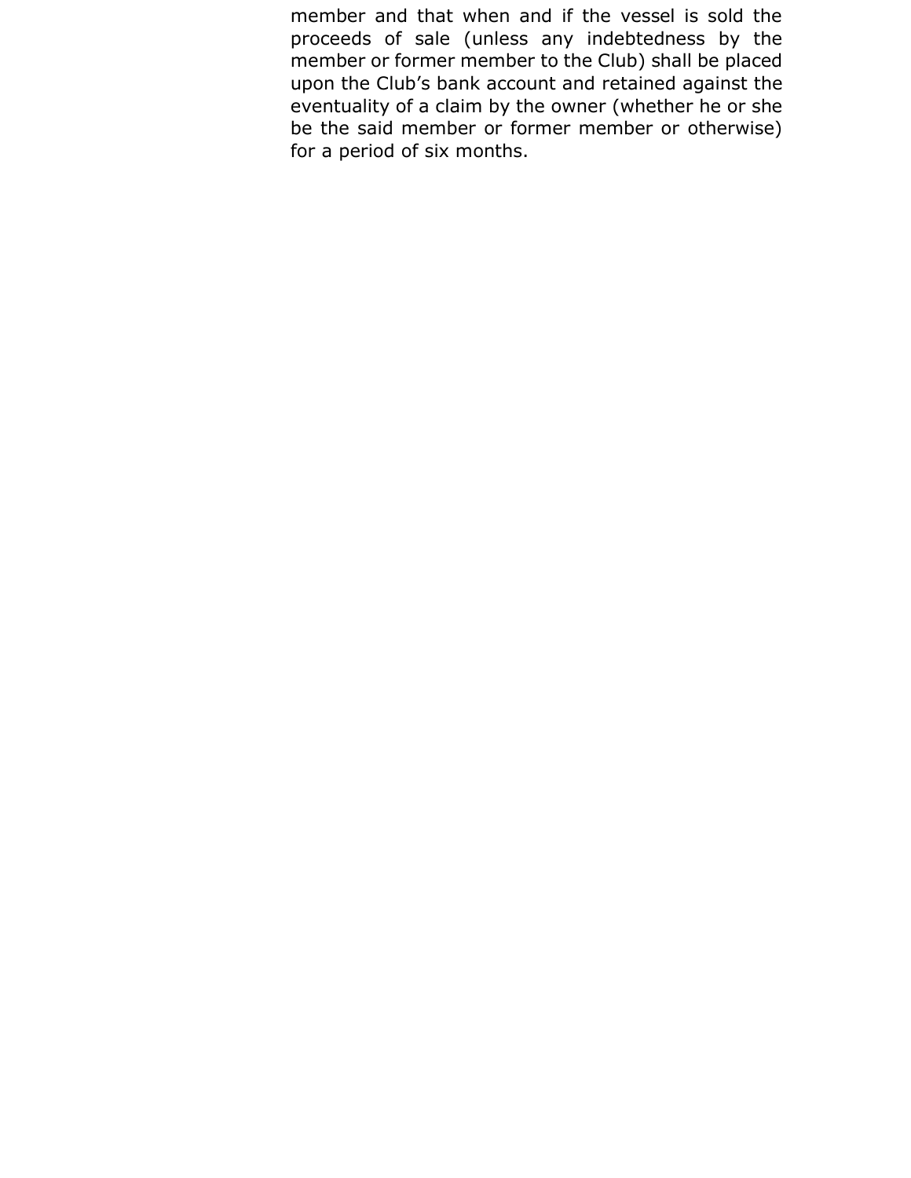member and that when and if the vessel is sold the proceeds of sale (unless any indebtedness by the member or former member to the Club) shall be placed upon the Club's bank account and retained against the eventuality of a claim by the owner (whether he or she be the said member or former member or otherwise) for a period of six months.